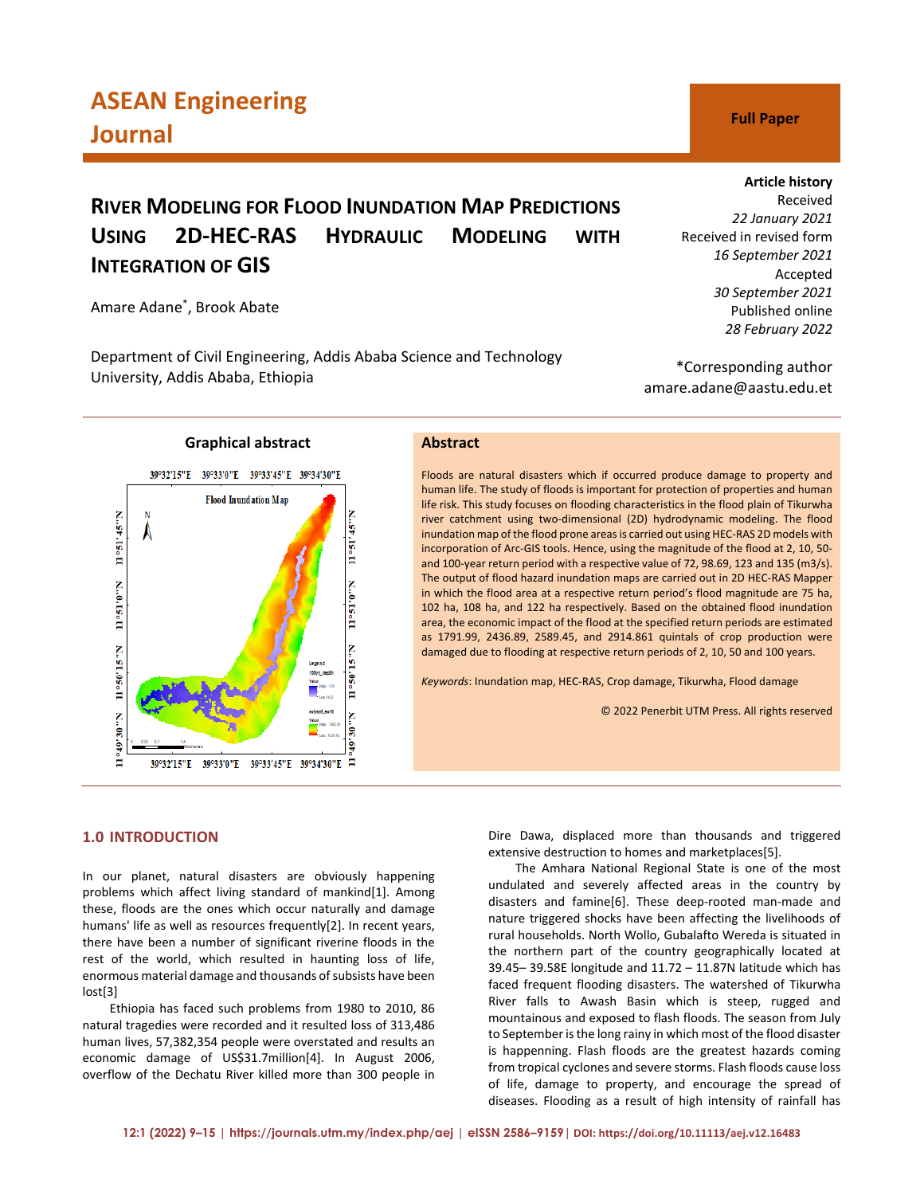**ASEAN Engineering Journal**

**Full Paper**

# RIVER MODELING FOR FLOOD INUNDATION MAP PREDICTIONS USING 2D-HEC-RAS HYDRAULIC MODELING WITH INTEGRATION OF GIS

Amare Adane*, Brook Abate

Department of Civil Engineering, Addis Ababa Science and Technology University, Addis Ababa, Ethiopia

**Article history**
Received
*22 January 2021*
Received in revised form
*16 September 2021*
Accepted
*30 September 2021*
Published online
*28 February 2022*

*Corresponding author
amare.adane@aastu.edu.et

**Graphical abstract**

## Abstract

Floods are natural disasters which if occurred produce damage to property and human life. The study of floods is important for protection of properties and human life risk. This study focuses on flooding characteristics in the flood plain of Tikurwha river catchment using two-dimensional (2D) hydrodynamic modeling. The flood inundation map of the flood prone areas is carried out using HEC-RAS 2D models with incorporation of Arc-GIS tools. Hence, using the magnitude of the flood at 2, 10, 50- and 100-year return period with a respective value of 72, 98.69, 123 and 135 (m3/s). The output of flood hazard inundation maps are carried out in 2D HEC-RAS Mapper in which the flood area at a respective return period's flood magnitude are 75 ha, 102 ha, 108 ha, and 122 ha respectively. Based on the obtained flood inundation area, the economic impact of the flood at the specified return periods are estimated as 1791.99, 2436.89, 2589.45, and 2914.861 quintals of crop production were damaged due to flooding at respective return periods of 2, 10, 50 and 100 years.

*Keywords*: Inundation map, HEC-RAS, Crop damage, Tikurwha, Flood damage

© 2022 Penerbit UTM Press. All rights reserved

## 1.0 INTRODUCTION

In our planet, natural disasters are obviously happening problems which affect living standard of mankind[1]. Among these, floods are the ones which occur naturally and damage humans' life as well as resources frequently[2]. In recent years, there have been a number of significant riverine floods in the rest of the world, which resulted in haunting loss of life, enormous material damage and thousands of subsists have been lost[3]

Ethiopia has faced such problems from 1980 to 2010, 86 natural tragedies were recorded and it resulted loss of 313,486 human lives, 57,382,354 people were overstated and results an economic damage of US$31.7million[4]. In August 2006, overflow of the Dechatu River killed more than 300 people in Dire Dawa, displaced more than thousands and triggered extensive destruction to homes and marketplaces[5].

The Amhara National Regional State is one of the most undulated and severely affected areas in the country by disasters and famine[6]. These deep-rooted man-made and nature triggered shocks have been affecting the livelihoods of rural households. North Wollo, Gubalafto Wereda is situated in the northern part of the country geographically located at 39.45– 39.58E longitude and 11.72 – 11.87N latitude which has faced frequent flooding disasters. The watershed of Tikurwha River falls to Awash Basin which is steep, rugged and mountainous and exposed to flash floods. The season from July to September is the long rainy in which most of the flood disaster is happening. Flash floods are the greatest hazards coming from tropical cyclones and severe storms. Flash floods cause loss of life, damage to property, and encourage the spread of diseases. Flooding as a result of high intensity of rainfall has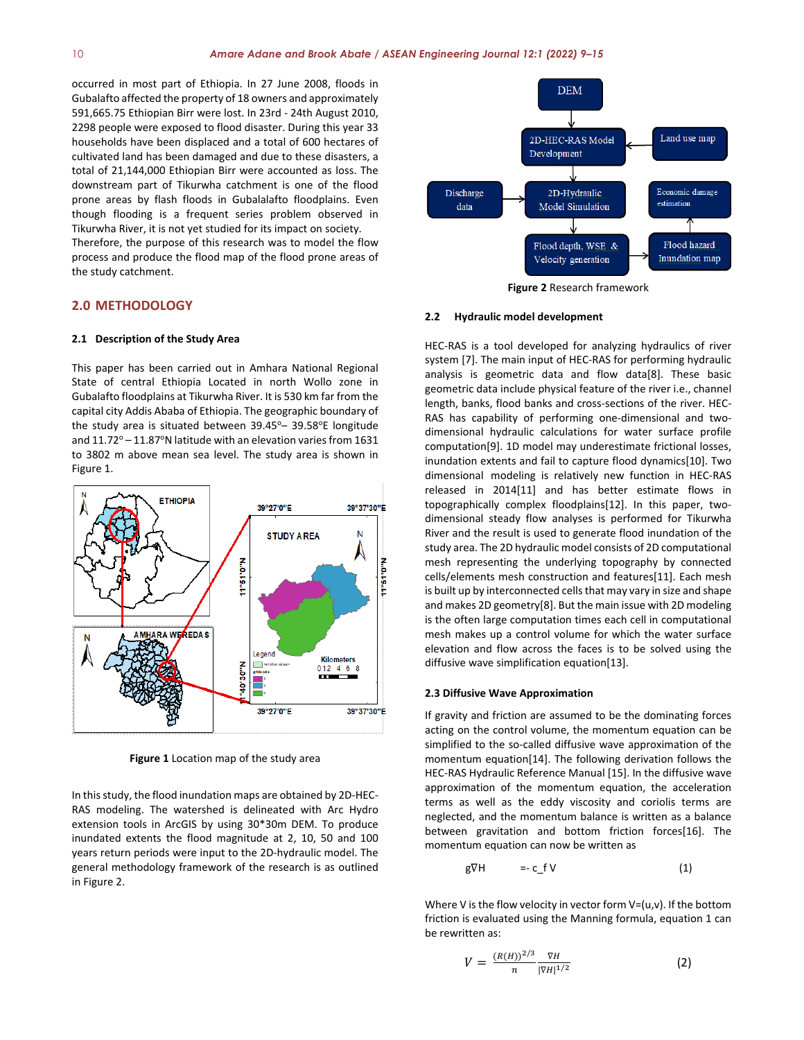occurred in most part of Ethiopia. In 27 June 2008, floods in Gubalafto affected the property of 18 owners and approximately 591,665.75 Ethiopian Birr were lost. In 23rd - 24th August 2010, 2298 people were exposed to flood disaster. During this year 33 households have been displaced and a total of 600 hectares of cultivated land has been damaged and due to these disasters, a total of 21,144,000 Ethiopian Birr were accounted as loss. The downstream part of Tikurwha catchment is one of the flood prone areas by flash floods in Gubalalafto floodplains. Even though flooding is a frequent series problem observed in Tikurwha River, it is not yet studied for its impact on society. Therefore, the purpose of this research was to model the flow process and produce the flood map of the flood prone areas of the study catchment.

## 2.0 METHODOLOGY

### 2.1 Description of the Study Area

This paper has been carried out in Amhara National Regional State of central Ethiopia Located in north Wollo zone in Gubalafto floodplains at Tikurwha River. It is 530 km far from the capital city Addis Ababa of Ethiopia. The geographic boundary of the study area is situated between 39.45°– 39.58°E longitude and 11.72° – 11.87°N latitude with an elevation varies from 1631 to 3802 m above mean sea level. The study area is shown in Figure 1.

**Figure 1** Location map of the study area

In this study, the flood inundation maps are obtained by 2D-HEC-RAS modeling. The watershed is delineated with Arc Hydro extension tools in ArcGIS by using 30*30m DEM. To produce inundated extents the flood magnitude at 2, 10, 50 and 100 years return periods were input to the 2D-hydraulic model. The general methodology framework of the research is as outlined in Figure 2.

**Figure 2** Research framework

### 2.2 Hydraulic model development

HEC-RAS is a tool developed for analyzing hydraulics of river system [7]. The main input of HEC-RAS for performing hydraulic analysis is geometric data and flow data[8]. These basic geometric data include physical feature of the river i.e., channel length, banks, flood banks and cross-sections of the river. HEC-RAS has capability of performing one-dimensional and two-dimensional hydraulic calculations for water surface profile computation[9]. 1D model may underestimate frictional losses, inundation extents and fail to capture flood dynamics[10]. Two dimensional modeling is relatively new function in HEC-RAS released in 2014[11] and has better estimate flows in topographically complex floodplains[12]. In this paper, two-dimensional steady flow analyses is performed for Tikurwha River and the result is used to generate flood inundation of the study area. The 2D hydraulic model consists of 2D computational mesh representing the underlying topography by connected cells/elements mesh construction and features[11]. Each mesh is built up by interconnected cells that may vary in size and shape and makes 2D geometry[8]. But the main issue with 2D modeling is the often large computation times each cell in computational mesh makes up a control volume for which the water surface elevation and flow across the faces is to be solved using the diffusive wave simplification equation[13].

### 2.3 Diffusive Wave Approximation

If gravity and friction are assumed to be the dominating forces acting on the control volume, the momentum equation can be simplified to the so-called diffusive wave approximation of the momentum equation[14]. The following derivation follows the HEC-RAS Hydraulic Reference Manual [15]. In the diffusive wave approximation of the momentum equation, the acceleration terms as well as the eddy viscosity and coriolis terms are neglected, and the momentum balance is written as a balance between gravitation and bottom friction forces[16]. The momentum equation can now be written as

$$g\nabla H = -c_f V \tag{1}$$

Where V is the flow velocity in vector form V=(u,v). If the bottom friction is evaluated using the Manning formula, equation 1 can be rewritten as:

$$V = \frac{(R(H))^{2/3}}{n} \frac{\nabla H}{|\nabla H|^{1/2}} \tag{2}$$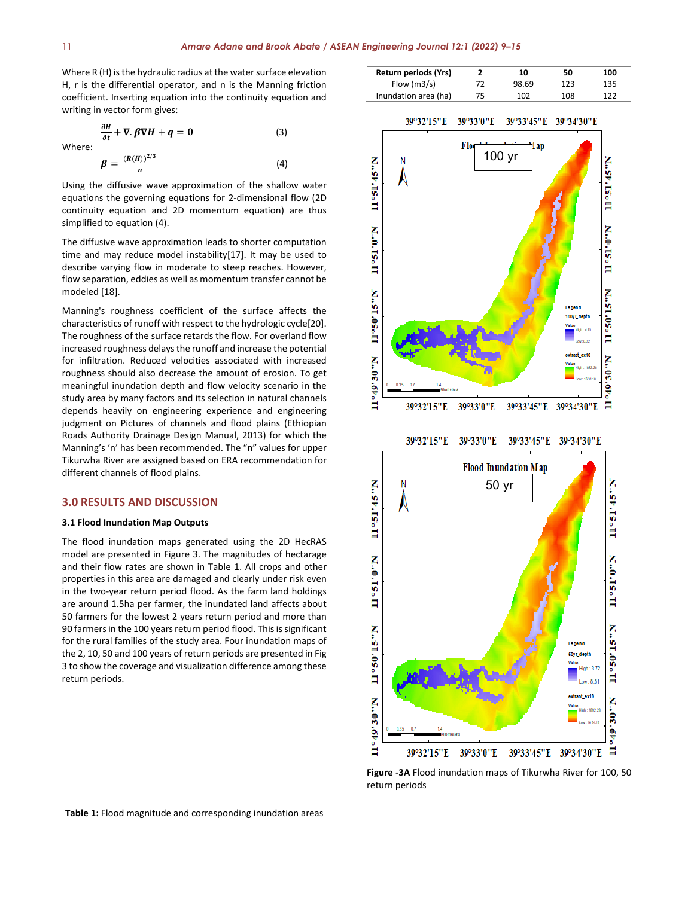Where R (H) is the hydraulic radius at the water surface elevation H, r is the differential operator, and n is the Manning friction coefficient. Inserting equation into the continuity equation and writing in vector form gives:

$$\frac{\partial H}{\partial t} + \nabla.\, \beta \nabla H + q = 0 \quad (3)$$

Where:

$$\beta = \frac{(R(H))^{2/3}}{n} \quad (4)$$

Using the diffusive wave approximation of the shallow water equations the governing equations for 2-dimensional flow (2D continuity equation and 2D momentum equation) are thus simplified to equation (4).

The diffusive wave approximation leads to shorter computation time and may reduce model instability[17]. It may be used to describe varying flow in moderate to steep reaches. However, flow separation, eddies as well as momentum transfer cannot be modeled [18].

Manning's roughness coefficient of the surface affects the characteristics of runoff with respect to the hydrologic cycle[20]. The roughness of the surface retards the flow. For overland flow increased roughness delays the runoff and increase the potential for infiltration. Reduced velocities associated with increased roughness should also decrease the amount of erosion. To get meaningful inundation depth and flow velocity scenario in the study area by many factors and its selection in natural channels depends heavily on engineering experience and engineering judgment on Pictures of channels and flood plains (Ethiopian Roads Authority Drainage Design Manual, 2013) for which the Manning's 'n' has been recommended. The "n" values for upper Tikurwha River are assigned based on ERA recommendation for different channels of flood plains.

## 3.0 RESULTS AND DISCUSSION

### 3.1 Flood Inundation Map Outputs

The flood inundation maps generated using the 2D HecRAS model are presented in Figure 3. The magnitudes of hectarage and their flow rates are shown in Table 1. All crops and other properties in this area are damaged and clearly under risk even in the two-year return period flood. As the farm land holdings are around 1.5ha per farmer, the inundated land affects about 50 farmers for the lowest 2 years return period and more than 90 farmers in the 100 years return period flood. This is significant for the rural families of the study area. Four inundation maps of the 2, 10, 50 and 100 years of return periods are presented in Fig 3 to show the coverage and visualization difference among these return periods.

**Table 1:** Flood magnitude and corresponding inundation areas

| Return periods (Yrs) | 2 | 10 | 50 | 100 |
|---|---|---|---|---|
| Flow (m3/s) | 72 | 98.69 | 123 | 135 |
| Inundation area (ha) | 75 | 102 | 108 | 122 |

**Figure -3A** Flood inundation maps of Tikurwha River for 100, 50 return periods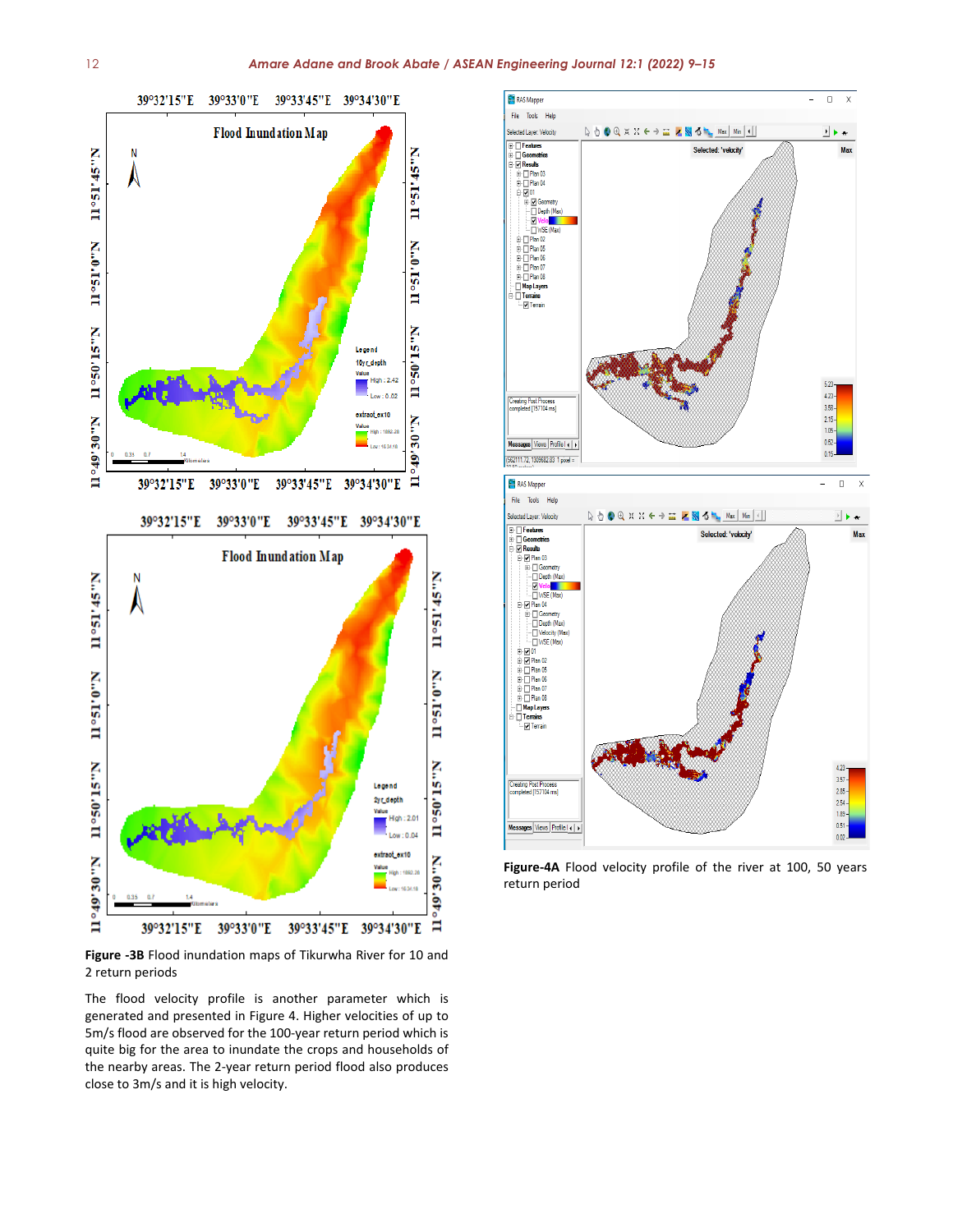**Figure -3B** Flood inundation maps of Tikurwha River for 10 and 2 return periods

The flood velocity profile is another parameter which is generated and presented in Figure 4. Higher velocities of up to 5m/s flood are observed for the 100-year return period which is quite big for the area to inundate the crops and households of the nearby areas. The 2-year return period flood also produces close to 3m/s and it is high velocity.

**Figure-4A** Flood velocity profile of the river at 100, 50 years return period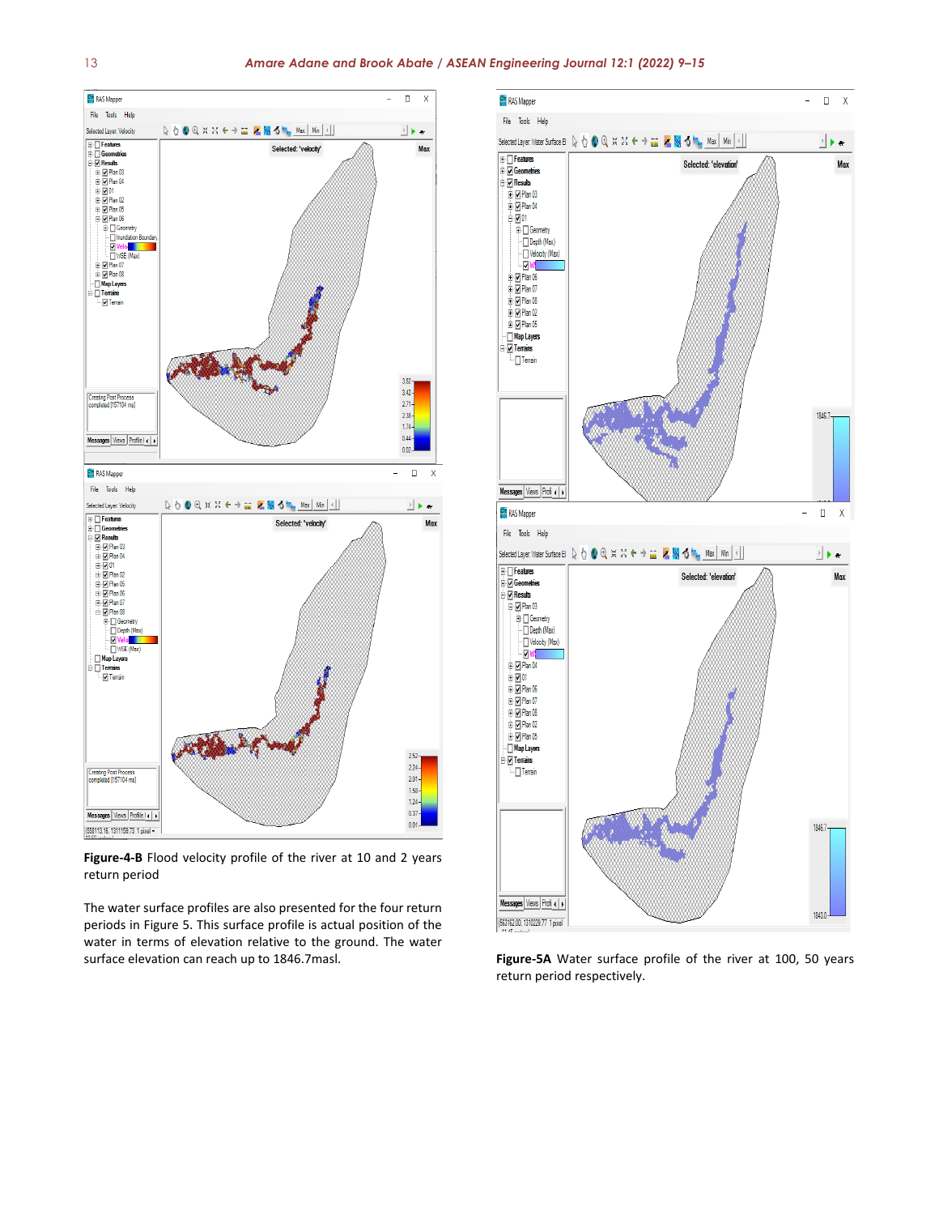**Figure-4-B** Flood velocity profile of the river at 10 and 2 years return period

The water surface profiles are also presented for the four return periods in Figure 5. This surface profile is actual position of the water in terms of elevation relative to the ground. The water surface elevation can reach up to 1846.7masl.

**Figure-5A** Water surface profile of the river at 100, 50 years return period respectively.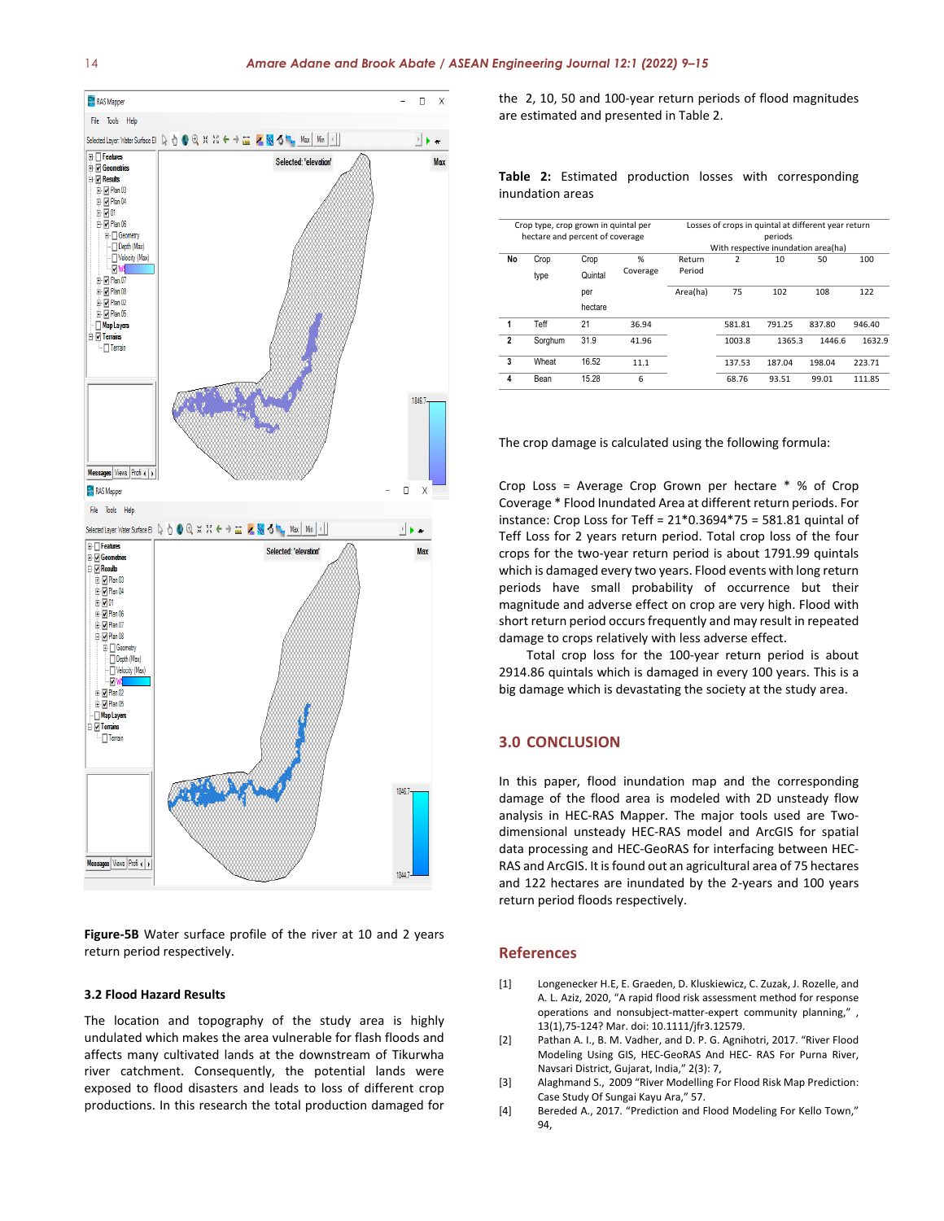Figure-5B Water surface profile of the river at 10 and 2 years return period respectively.

### 3.2 Flood Hazard Results

The location and topography of the study area is highly undulated which makes the area vulnerable for flash floods and affects many cultivated lands at the downstream of Tikurwha river catchment. Consequently, the potential lands were exposed to flood disasters and leads to loss of different crop productions. In this research the total production damaged for the 2, 10, 50 and 100-year return periods of flood magnitudes are estimated and presented in Table 2.

**Table 2:** Estimated production losses with corresponding inundation areas

| Crop type, crop grown in quintal per hectare and percent of coverage | | | | Losses of crops in quintal at different year return periods With respective inundation area(ha) | | | | |
|---|---|---|---|---|---|---|---|---|
| No | Crop type | Crop Quintal per hectare | % Coverage | Return Period | 2 | 10 | 50 | 100 |
| | | | | Area(ha) | 75 | 102 | 108 | 122 |
| 1 | Teff | 21 | 36.94 | | 581.81 | 791.25 | 837.80 | 946.40 |
| 2 | Sorghum | 31.9 | 41.96 | | 1003.8 | 1365.3 | 1446.6 | 1632.9 |
| 3 | Wheat | 16.52 | 11.1 | | 137.53 | 187.04 | 198.04 | 223.71 |
| 4 | Bean | 15.28 | 6 | | 68.76 | 93.51 | 99.01 | 111.85 |

The crop damage is calculated using the following formula:

Crop Loss = Average Crop Grown per hectare * % of Crop Coverage * Flood Inundated Area at different return periods. For instance: Crop Loss for Teff = 21*0.3694*75 = 581.81 quintal of Teff Loss for 2 years return period. Total crop loss of the four crops for the two-year return period is about 1791.99 quintals which is damaged every two years. Flood events with long return periods have small probability of occurrence but their magnitude and adverse effect on crop are very high. Flood with short return period occurs frequently and may result in repeated damage to crops relatively with less adverse effect.

Total crop loss for the 100-year return period is about 2914.86 quintals which is damaged in every 100 years. This is a big damage which is devastating the society at the study area.

## 3.0 CONCLUSION

In this paper, flood inundation map and the corresponding damage of the flood area is modeled with 2D unsteady flow analysis in HEC-RAS Mapper. The major tools used are Two-dimensional unsteady HEC-RAS model and ArcGIS for spatial data processing and HEC-GeoRAS for interfacing between HEC-RAS and ArcGIS. It is found out an agricultural area of 75 hectares and 122 hectares are inundated by the 2-years and 100 years return period floods respectively.

## References

[1] Longenecker H.E, E. Graeden, D. Kluskiewicz, C. Zuzak, J. Rozelle, and A. L. Aziz, 2020, "A rapid flood risk assessment method for response operations and nonsubject-matter-expert community planning," , 13(1),75-124? Mar. doi: 10.1111/jfr3.12579.

[2] Pathan A. I., B. M. Vadher, and D. P. G. Agnihotri, 2017. "River Flood Modeling Using GIS, HEC-GeoRAS And HEC- RAS For Purna River, Navsari District, Gujarat, India," 2(3): 7,

[3] Alaghmand S., 2009 "River Modelling For Flood Risk Map Prediction: Case Study Of Sungai Kayu Ara," 57.

[4] Bereded A., 2017. "Prediction and Flood Modeling For Kello Town," 94,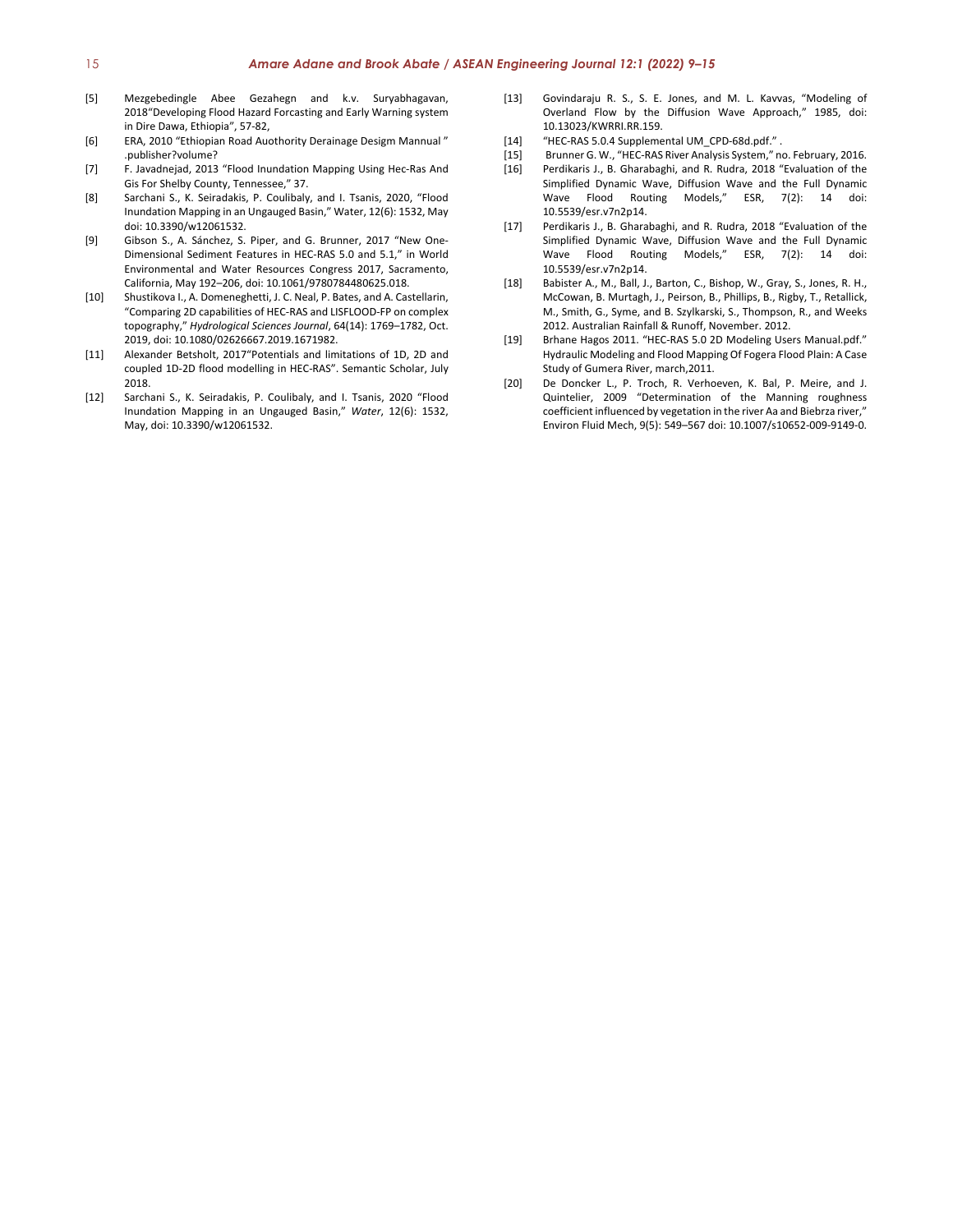[5] Mezgebedingle Abee Gezahegn and k.v. Suryabhagavan, 2018"Developing Flood Hazard Forcasting and Early Warning system in Dire Dawa, Ethiopia", 57-82,

[6] ERA, 2010 "Ethiopian Road Auothority Derainage Desigm Mannual " .publisher?volume?

[7] F. Javadnejad, 2013 "Flood Inundation Mapping Using Hec-Ras And Gis For Shelby County, Tennessee," 37.

[8] Sarchani S., K. Seiradakis, P. Coulibaly, and I. Tsanis, 2020, "Flood Inundation Mapping in an Ungauged Basin," Water, 12(6): 1532, May doi: 10.3390/w12061532.

[9] Gibson S., A. Sánchez, S. Piper, and G. Brunner, 2017 "New One-Dimensional Sediment Features in HEC-RAS 5.0 and 5.1," in World Environmental and Water Resources Congress 2017, Sacramento, California, May 192–206, doi: 10.1061/9780784480625.018.

[10] Shustikova I., A. Domeneghetti, J. C. Neal, P. Bates, and A. Castellarin, "Comparing 2D capabilities of HEC-RAS and LISFLOOD-FP on complex topography," *Hydrological Sciences Journal*, 64(14): 1769–1782, Oct. 2019, doi: 10.1080/02626667.2019.1671982.

[11] Alexander Betsholt, 2017"Potentials and limitations of 1D, 2D and coupled 1D-2D flood modelling in HEC-RAS". Semantic Scholar, July 2018.

[12] Sarchani S., K. Seiradakis, P. Coulibaly, and I. Tsanis, 2020 "Flood Inundation Mapping in an Ungauged Basin," *Water*, 12(6): 1532, May, doi: 10.3390/w12061532.

[13] Govindaraju R. S., S. E. Jones, and M. L. Kavvas, "Modeling of Overland Flow by the Diffusion Wave Approach," 1985, doi: 10.13023/KWRRI.RR.159.

[14] "HEC-RAS 5.0.4 Supplemental UM_CPD-68d.pdf." .

[15] Brunner G. W., "HEC-RAS River Analysis System," no. February, 2016.

[16] Perdikaris J., B. Gharabaghi, and R. Rudra, 2018 "Evaluation of the Simplified Dynamic Wave, Diffusion Wave and the Full Dynamic Wave Flood Routing Models," ESR, 7(2): 14 doi: 10.5539/esr.v7n2p14.

[17] Perdikaris J., B. Gharabaghi, and R. Rudra, 2018 "Evaluation of the Simplified Dynamic Wave, Diffusion Wave and the Full Dynamic Wave Flood Routing Models," ESR, 7(2): 14 doi: 10.5539/esr.v7n2p14.

[18] Babister A., M., Ball, J., Barton, C., Bishop, W., Gray, S., Jones, R. H., McCowan, B. Murtagh, J., Peirson, B., Phillips, B., Rigby, T., Retallick, M., Smith, G., Syme, and B. Szylkarski, S., Thompson, R., and Weeks 2012. Australian Rainfall & Runoff, November. 2012.

[19] Brhane Hagos 2011. "HEC-RAS 5.0 2D Modeling Users Manual.pdf." Hydraulic Modeling and Flood Mapping Of Fogera Flood Plain: A Case Study of Gumera River, march,2011.

[20] De Doncker L., P. Troch, R. Verhoeven, K. Bal, P. Meire, and J. Quintelier, 2009 "Determination of the Manning roughness coefficient influenced by vegetation in the river Aa and Biebrza river," Environ Fluid Mech, 9(5): 549–567 doi: 10.1007/s10652-009-9149-0.